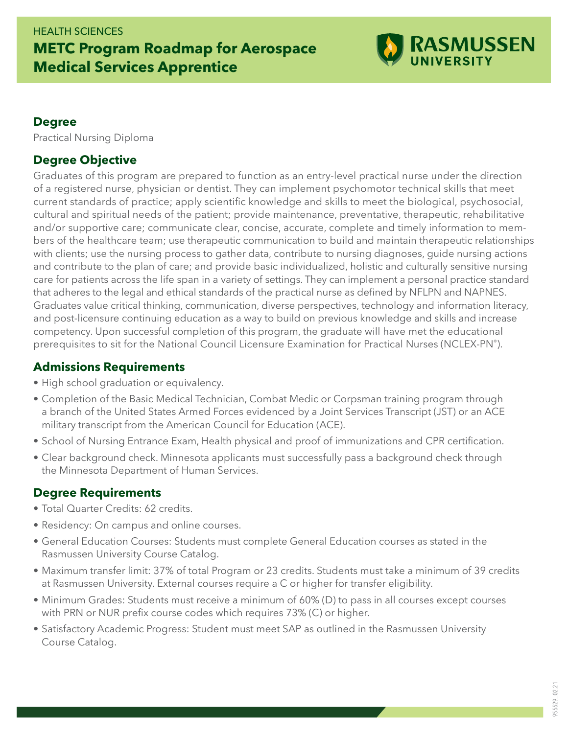HEALTH SCIENCES

# METC Program Roadmap for Aerospace Medical Services Apprentice

RASMUSSEN UNIVERSITY

## Degree

Practical Nursing Diploma

## Degree Objective

Graduates of this program are prepared to function as an entry-level practical nurse under the direction of a registered nurse, physician or dentist. They can implement psychomotor technical skills that meet current standards of practice; apply scientific knowledge and skills to meet the biological, psychosocial, cultural and spiritual needs of the patient; provide maintenance, preventative, therapeutic, rehabilitative and/or supportive care; communicate clear, concise, accurate, complete and timely information to members of the healthcare team; use therapeutic communication to build and maintain therapeutic relationships with clients; use the nursing process to gather data, contribute to nursing diagnoses, guide nursing actions and contribute to the plan of care; and provide basic individualized, holistic and culturally sensitive nursing care for patients across the life span in a variety of settings. They can implement a personal practice standard that adheres to the legal and ethical standards of the practical nurse as defined by NFLPN and NAPNES. Graduates value critical thinking, communication, diverse perspectives, technology and information literacy, and post-licensure continuing education as a way to build on previous knowledge and skills and increase competency. Upon successful completion of this program, the graduate will have met the educational prerequisites to sit for the National Council Licensure Examination for Practical Nurses (NCLEX-PN®).

## Admissions Requirements

- High school graduation or equivalency.
- Completion of the Basic Medical Technician, Combat Medic or Corpsman training program through a branch of the United States Armed Forces evidenced by a Joint Services Transcript (JST) or an ACE military transcript from the American Council for Education (ACE).
- School of Nursing Entrance Exam, Health physical and proof of immunizations and CPR certification.
- Clear background check. Minnesota applicants must successfully pass a background check through the Minnesota Department of Human Services.

## Degree Requirements

- Total Quarter Credits: 62 credits.
- Residency: On campus and online courses.
- General Education Courses: Students must complete General Education courses as stated in the Rasmussen University Course Catalog.
- Maximum transfer limit: 37% of total Program or 23 credits. Students must take a minimum of 39 credits at Rasmussen University. External courses require a C or higher for transfer eligibility.
- Minimum Grades: Students must receive a minimum of 60% (D) to pass in all courses except courses with PRN or NUR prefix course codes which requires 73% (C) or higher.
- Satisfactory Academic Progress: Student must meet SAP as outlined in the Rasmussen University Course Catalog.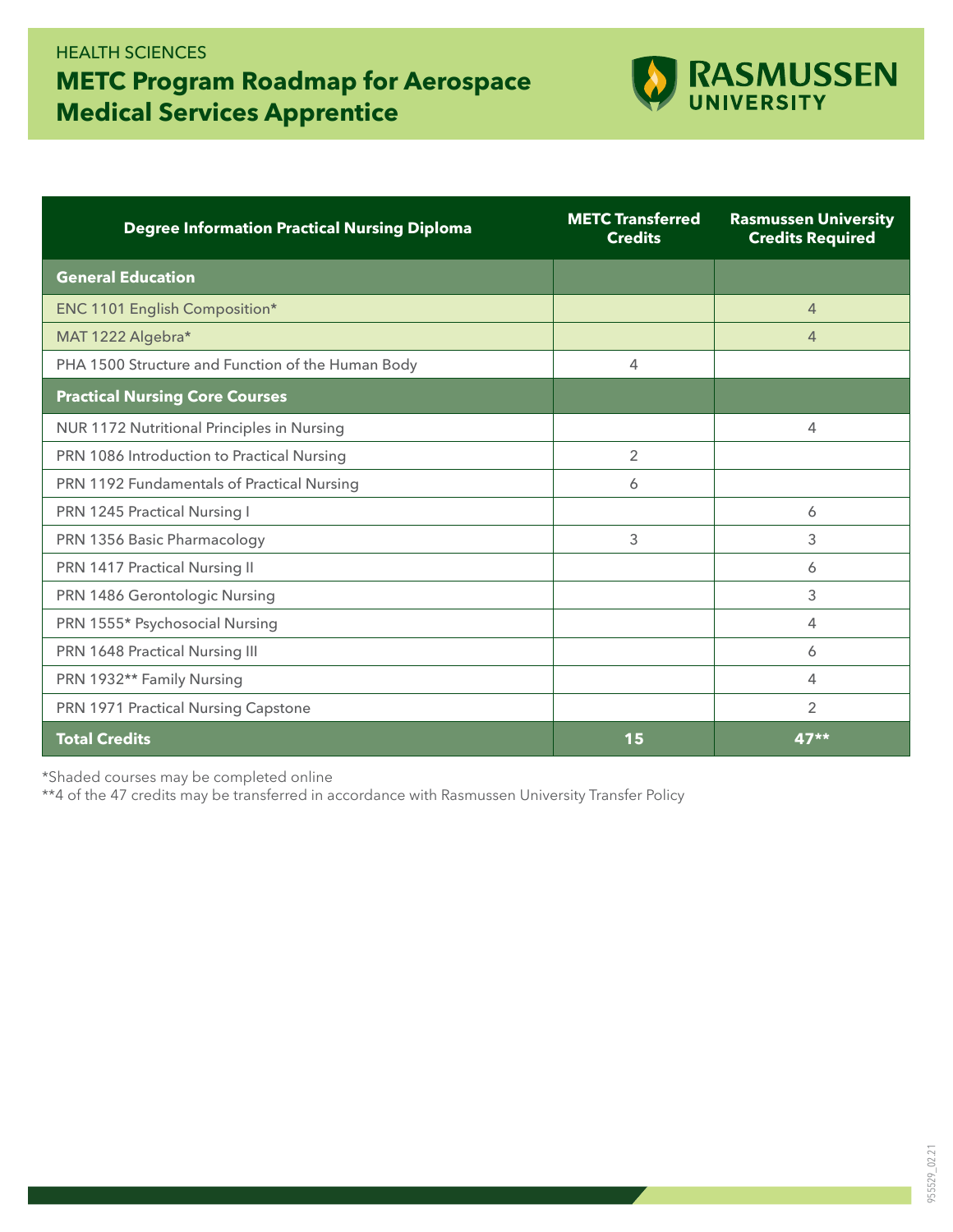HEALTH SCIENCES

# METC Program Roadmap for Aerospace Medical Services Apprentice

RASMUSSEN UNIVERSITY

| Degree Information Practical Nursing Diploma | METC Transferred Credits | Rasmussen University Credits Required |
|---|---|---|
| **General Education** | | |
| ENC 1101 English Composition* | | 4 |
| MAT 1222 Algebra* | | 4 |
| PHA 1500 Structure and Function of the Human Body | 4 | |
| **Practical Nursing Core Courses** | | |
| NUR 1172 Nutritional Principles in Nursing | | 4 |
| PRN 1086 Introduction to Practical Nursing | 2 | |
| PRN 1192 Fundamentals of Practical Nursing | 6 | |
| PRN 1245 Practical Nursing I | | 6 |
| PRN 1356 Basic Pharmacology | 3 | 3 |
| PRN 1417 Practical Nursing II | | 6 |
| PRN 1486 Gerontologic Nursing | | 3 |
| PRN 1555* Psychosocial Nursing | | 4 |
| PRN 1648 Practical Nursing III | | 6 |
| PRN 1932** Family Nursing | | 4 |
| PRN 1971 Practical Nursing Capstone | | 2 |
| **Total Credits** | **15** | **47**** |

*Shaded courses may be completed online

**4 of the 47 credits may be transferred in accordance with Rasmussen University Transfer Policy